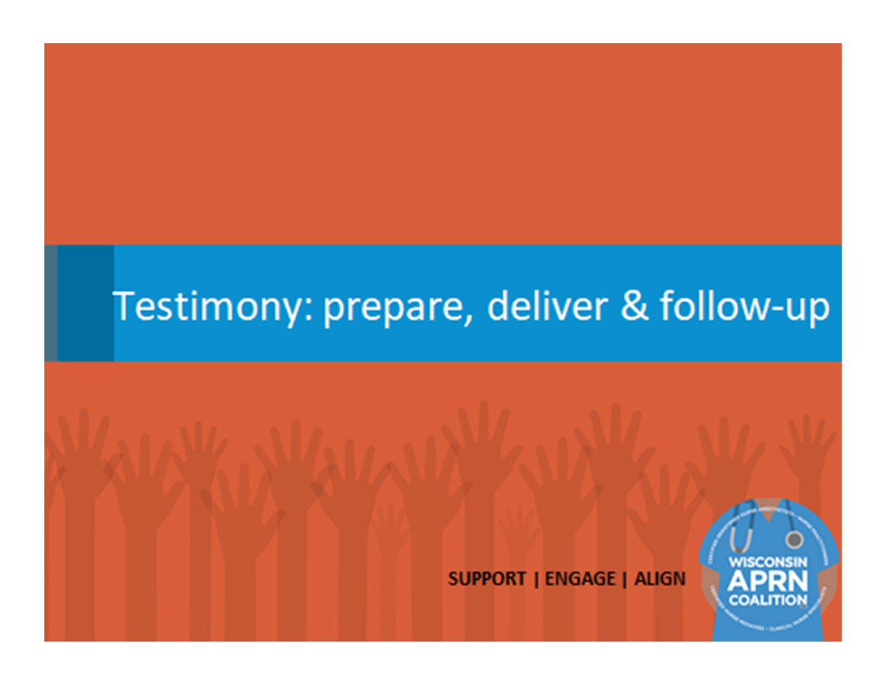# Testimony: prepare, deliver & follow-up

SUPPORT | ENGAGE | ALIGN

WISCONSIN APRN COALITION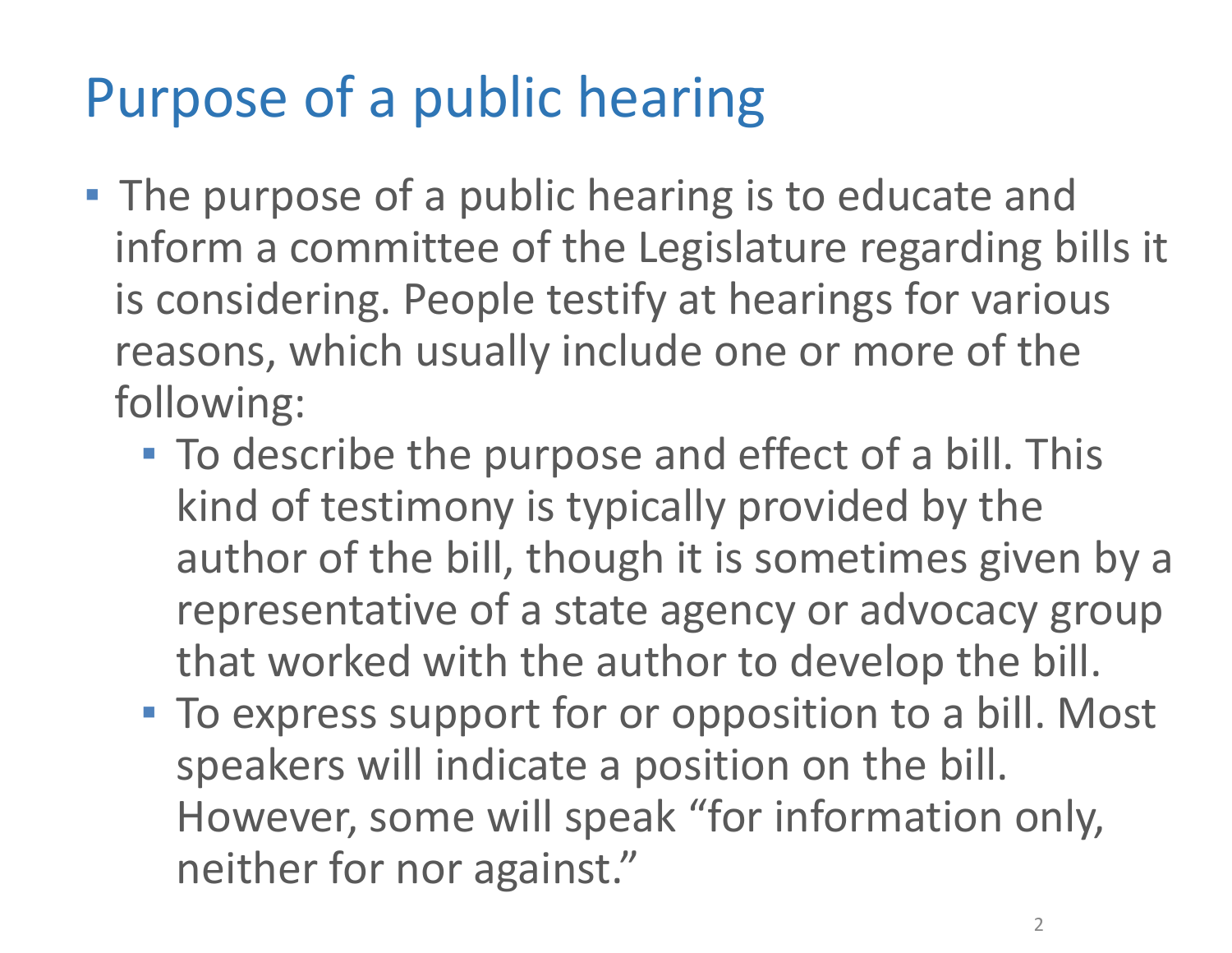# Purpose of a public hearing

- The purpose of a public hearing is to educate and inform a committee of the Legislature regarding bills it is considering. People testify at hearings for various reasons, which usually include one or more of the following:
  - To describe the purpose and effect of a bill. This kind of testimony is typically provided by the author of the bill, though it is sometimes given by a representative of a state agency or advocacy group that worked with the author to develop the bill.
  - To express support for or opposition to a bill. Most speakers will indicate a position on the bill. However, some will speak "for information only, neither for nor against."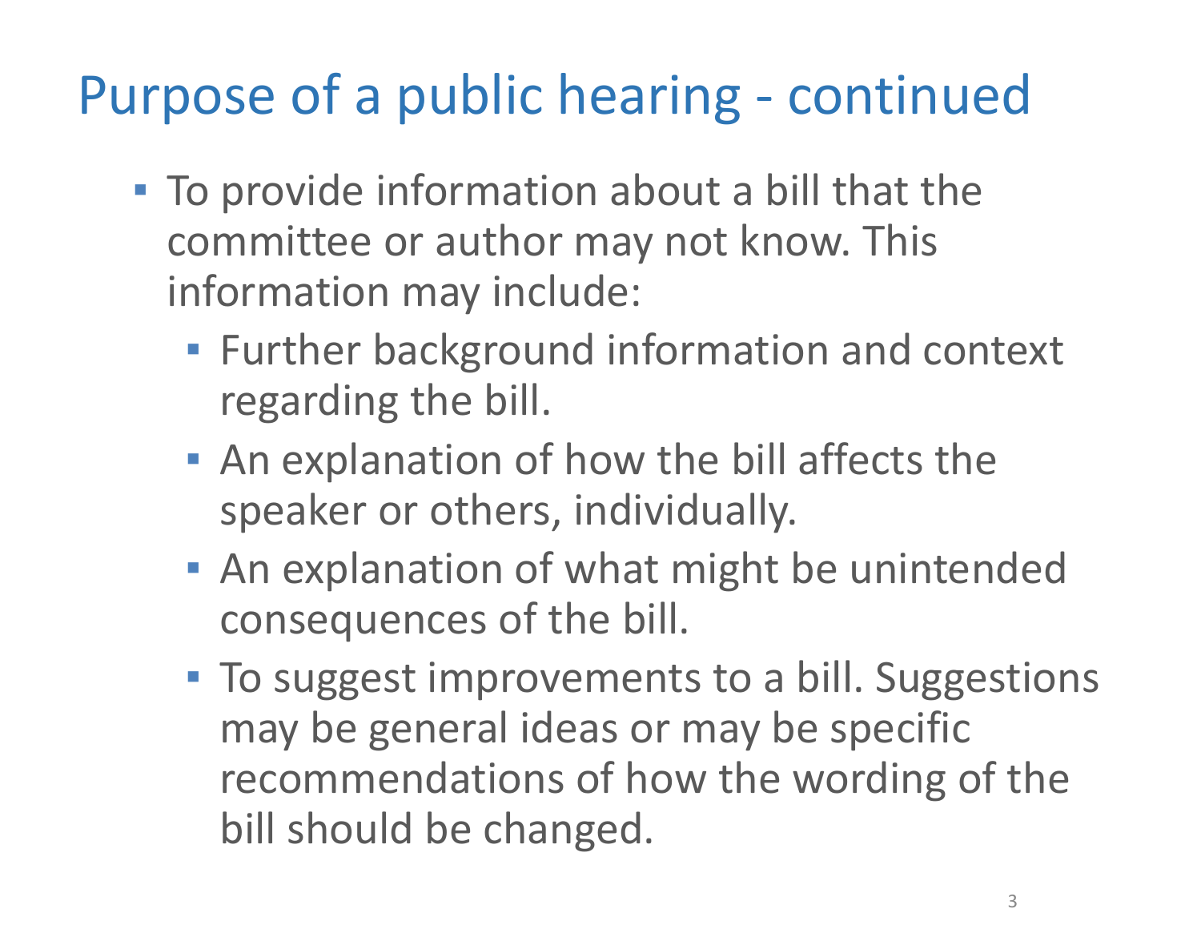# Purpose of a public hearing - continued

- To provide information about a bill that the committee or author may not know. This information may include:
  - Further background information and context regarding the bill.
  - An explanation of how the bill affects the speaker or others, individually.
  - An explanation of what might be unintended consequences of the bill.
  - To suggest improvements to a bill. Suggestions may be general ideas or may be specific recommendations of how the wording of the bill should be changed.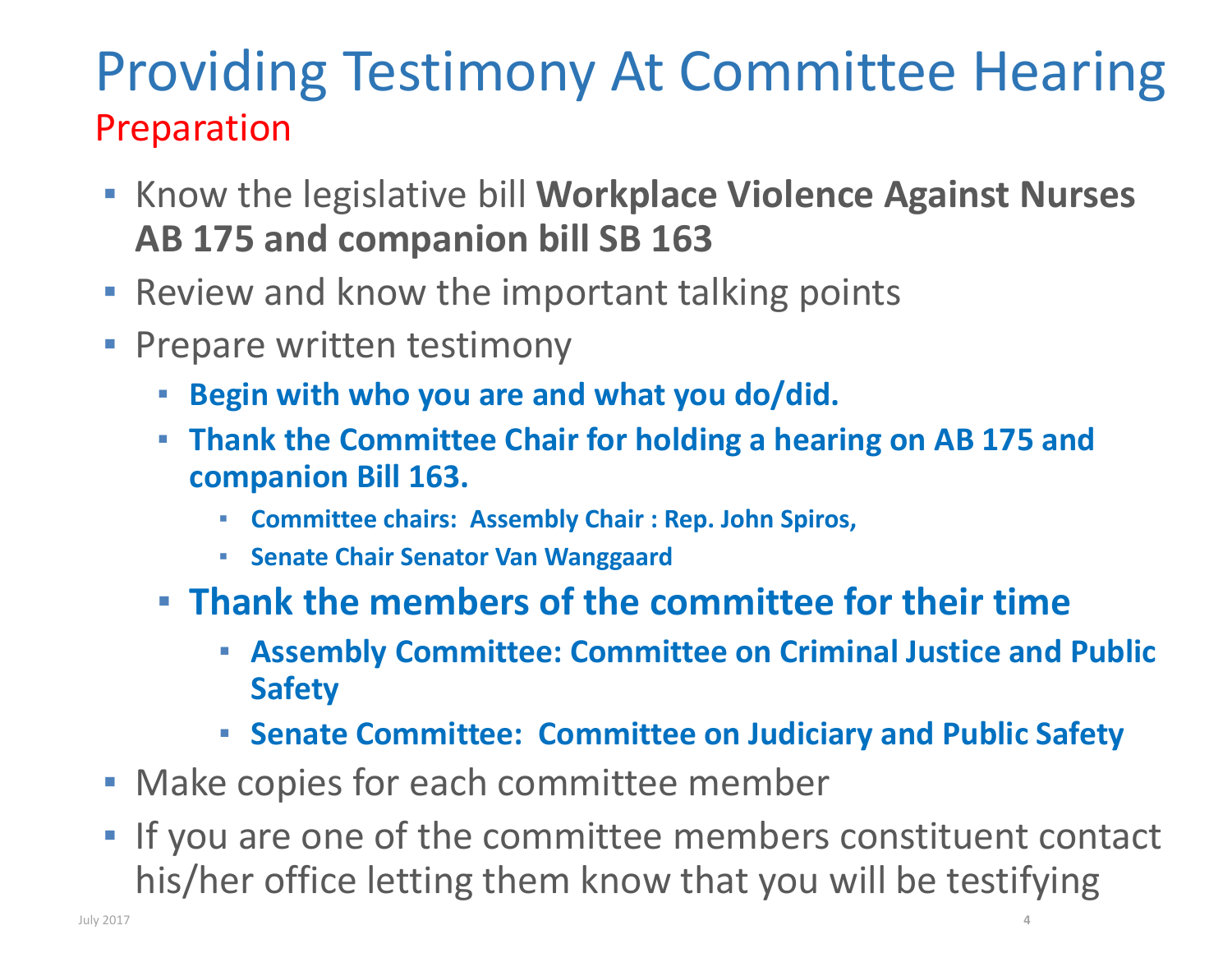# Providing Testimony At Committee Hearing

## Preparation

- Know the legislative bill **Workplace Violence Against Nurses AB 175 and companion bill SB 163**
- Review and know the important talking points
- Prepare written testimony
  - **Begin with who you are and what you do/did.**
  - **Thank the Committee Chair for holding a hearing on AB 175 and companion Bill 163.**
    - **Committee chairs: Assembly Chair : Rep. John Spiros,**
    - **Senate Chair Senator Van Wanggaard**
  - **Thank the members of the committee for their time**
    - **Assembly Committee: Committee on Criminal Justice and Public Safety**
    - **Senate Committee: Committee on Judiciary and Public Safety**
- Make copies for each committee member
- If you are one of the committee members constituent contact his/her office letting them know that you will be testifying

July 2017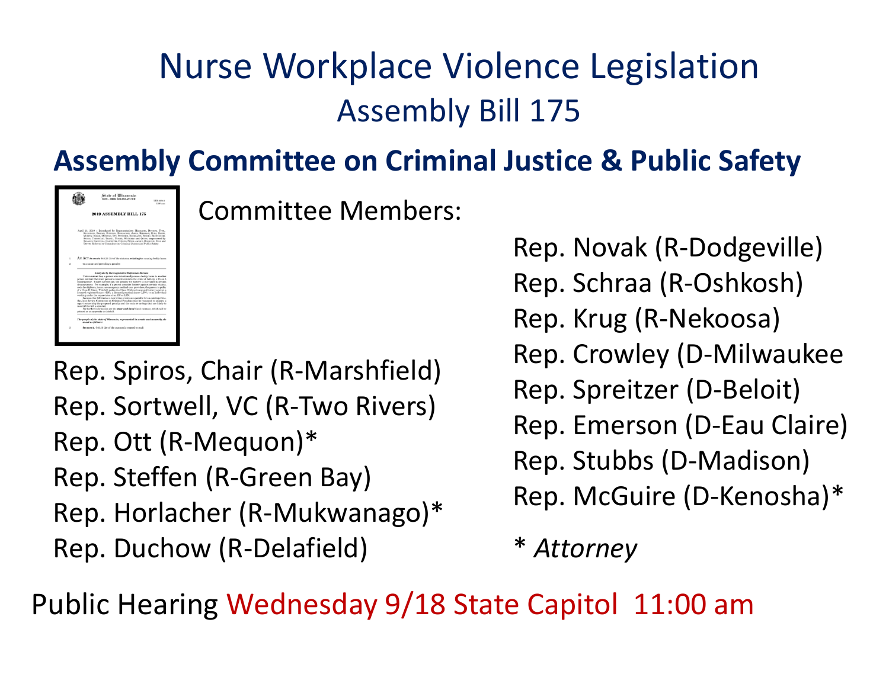# Nurse Workplace Violence Legislation

## Assembly Bill 175

### Assembly Committee on Criminal Justice & Public Safety

Committee Members:

Rep. Spiros, Chair (R-Marshfield)
Rep. Sortwell, VC (R-Two Rivers)
Rep. Ott (R-Mequon)*
Rep. Steffen (R-Green Bay)
Rep. Horlacher (R-Mukwanago)*
Rep. Duchow (R-Delafield)
Rep. Novak (R-Dodgeville)
Rep. Schraa (R-Oshkosh)
Rep. Krug (R-Nekoosa)
Rep. Crowley (D-Milwaukee
Rep. Spreitzer (D-Beloit)
Rep. Emerson (D-Eau Claire)
Rep. Stubbs (D-Madison)
Rep. McGuire (D-Kenosha)*

\* *Attorney*

Public Hearing Wednesday 9/18 State Capitol 11:00 am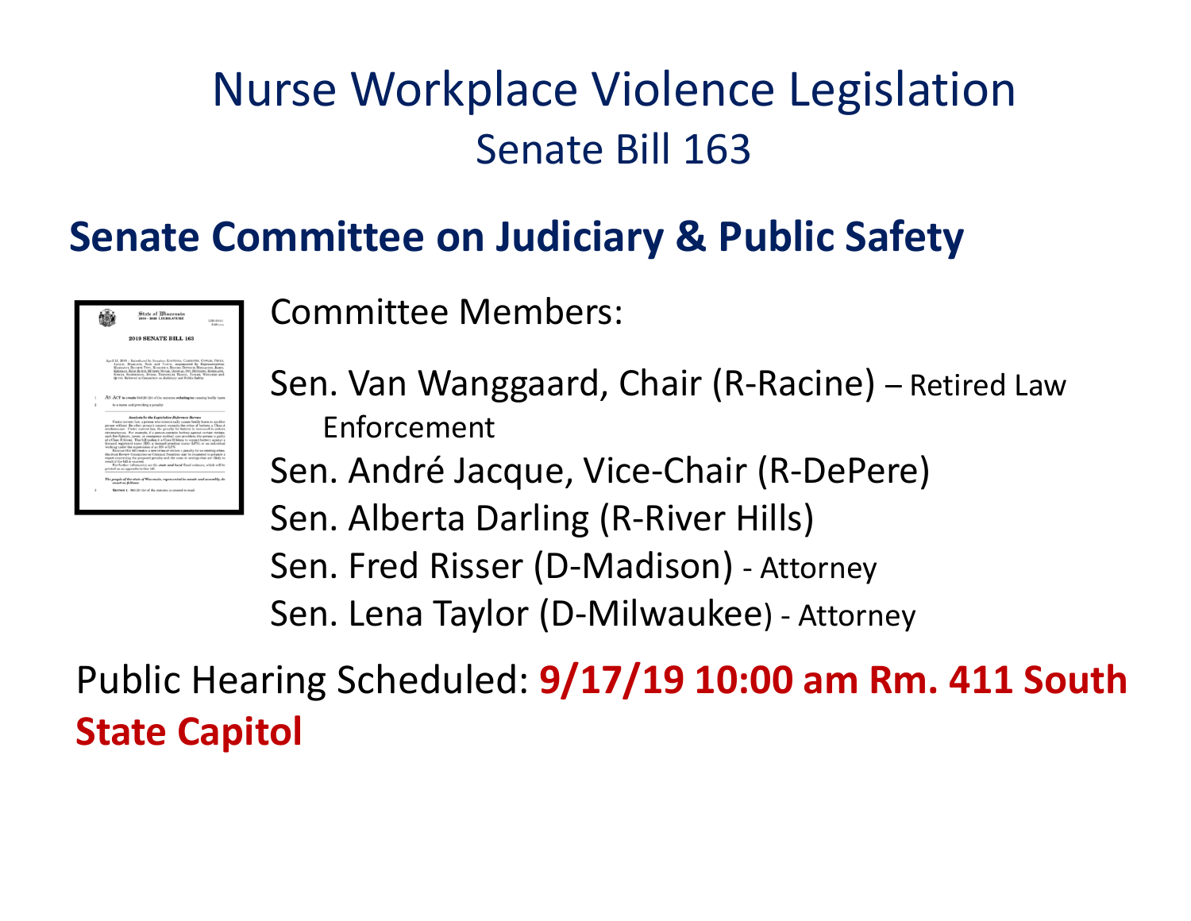# Nurse Workplace Violence Legislation

## Senate Bill 163

## **Senate Committee on Judiciary & Public Safety**

Committee Members:

- Sen. Van Wanggaard, Chair (R-Racine) – Retired Law Enforcement
- Sen. André Jacque, Vice-Chair (R-DePere)
- Sen. Alberta Darling (R-River Hills)
- Sen. Fred Risser (D-Madison) - Attorney
- Sen. Lena Taylor (D-Milwaukee) - Attorney

Public Hearing Scheduled: **9/17/19 10:00 am Rm. 411 South State Capitol**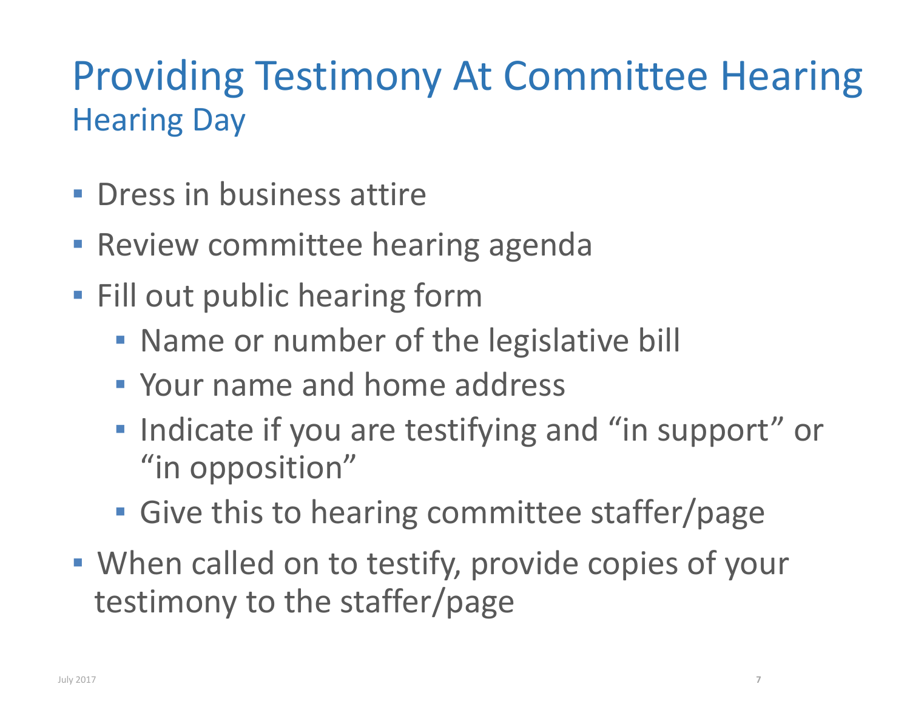# Providing Testimony At Committee Hearing

## Hearing Day

- Dress in business attire
- Review committee hearing agenda
- Fill out public hearing form
  - Name or number of the legislative bill
  - Your name and home address
  - Indicate if you are testifying and "in support" or "in opposition"
  - Give this to hearing committee staffer/page
- When called on to testify, provide copies of your testimony to the staffer/page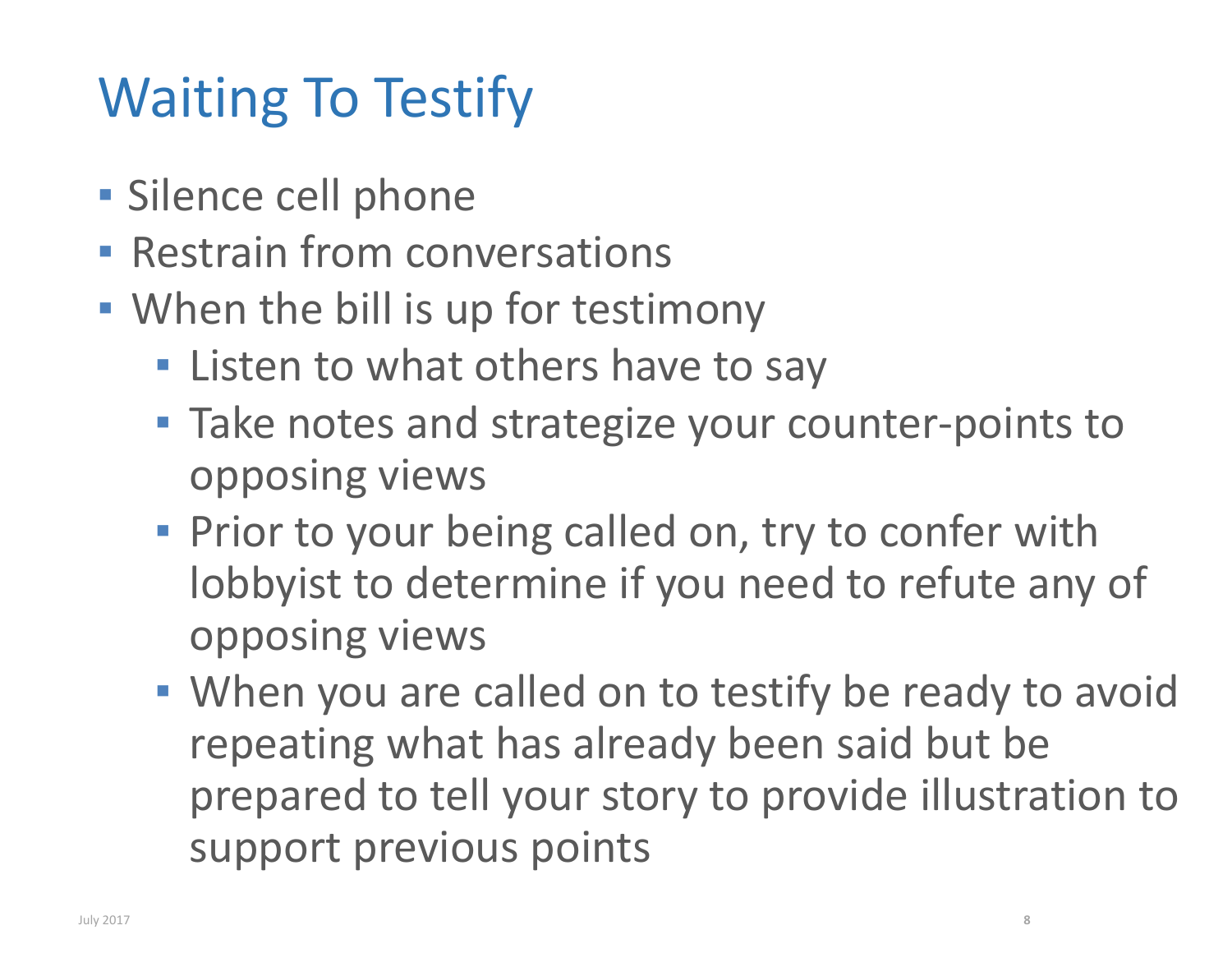# Waiting To Testify

- Silence cell phone
- Restrain from conversations
- When the bill is up for testimony
  - Listen to what others have to say
  - Take notes and strategize your counter-points to opposing views
  - Prior to your being called on, try to confer with lobbyist to determine if you need to refute any of opposing views
  - When you are called on to testify be ready to avoid repeating what has already been said but be prepared to tell your story to provide illustration to support previous points

July 2017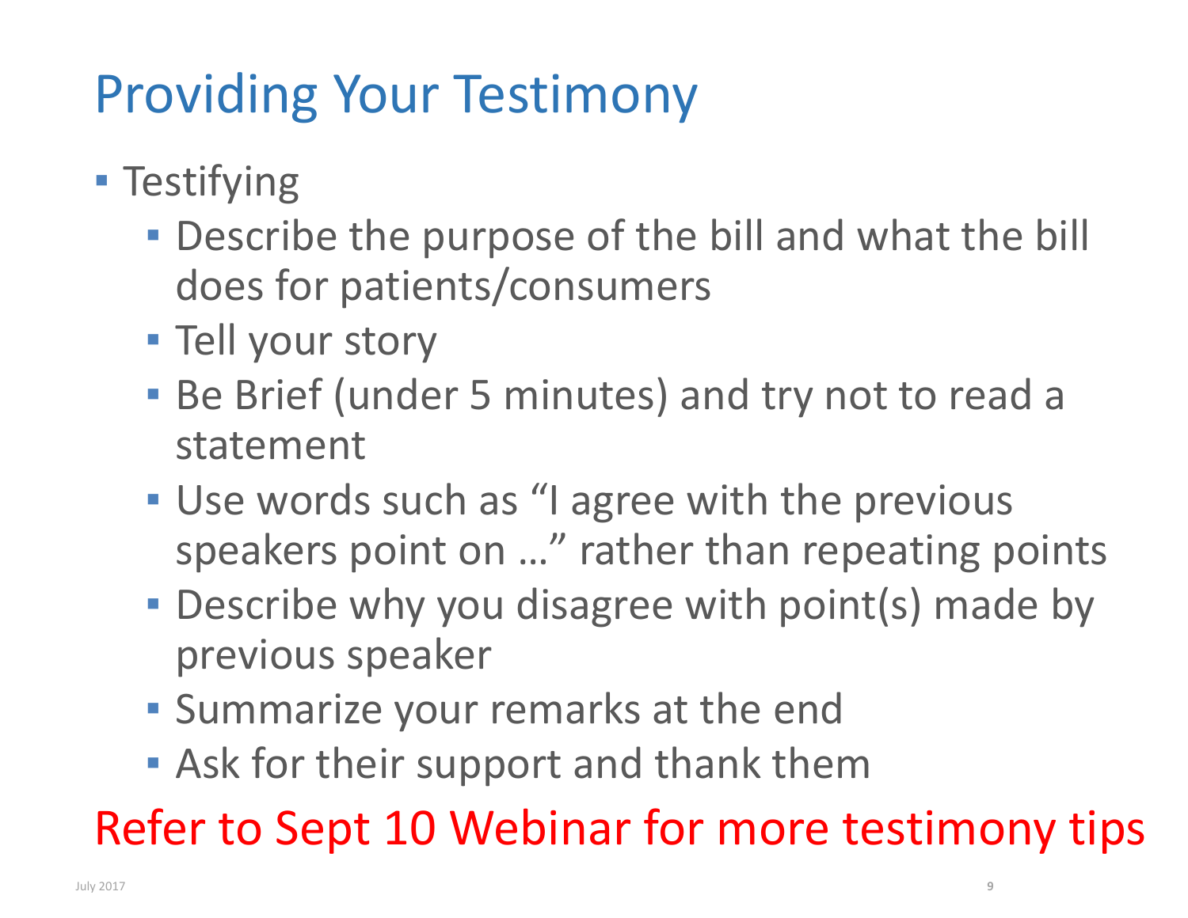# Providing Your Testimony

- Testifying
  - Describe the purpose of the bill and what the bill does for patients/consumers
  - Tell your story
  - Be Brief (under 5 minutes) and try not to read a statement
  - Use words such as "I agree with the previous speakers point on …" rather than repeating points
  - Describe why you disagree with point(s) made by previous speaker
  - Summarize your remarks at the end
  - Ask for their support and thank them

Refer to Sept 10 Webinar for more testimony tips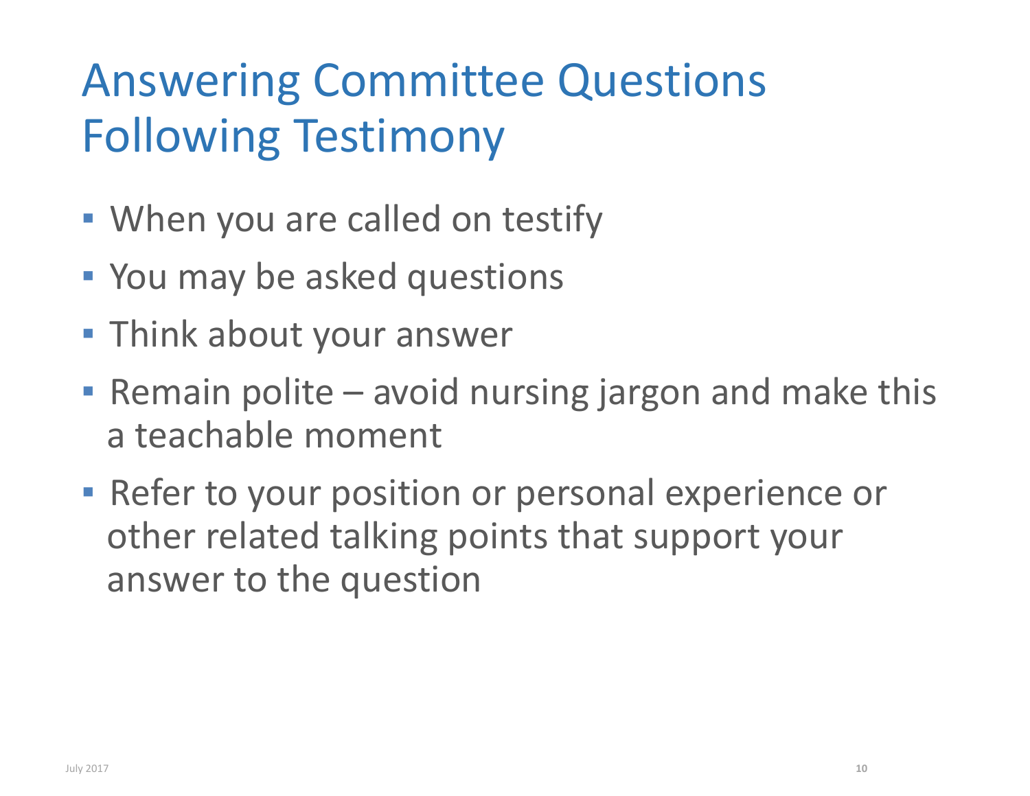# Answering Committee Questions Following Testimony

- When you are called on testify
- You may be asked questions
- Think about your answer
- Remain polite – avoid nursing jargon and make this a teachable moment
- Refer to your position or personal experience or other related talking points that support your answer to the question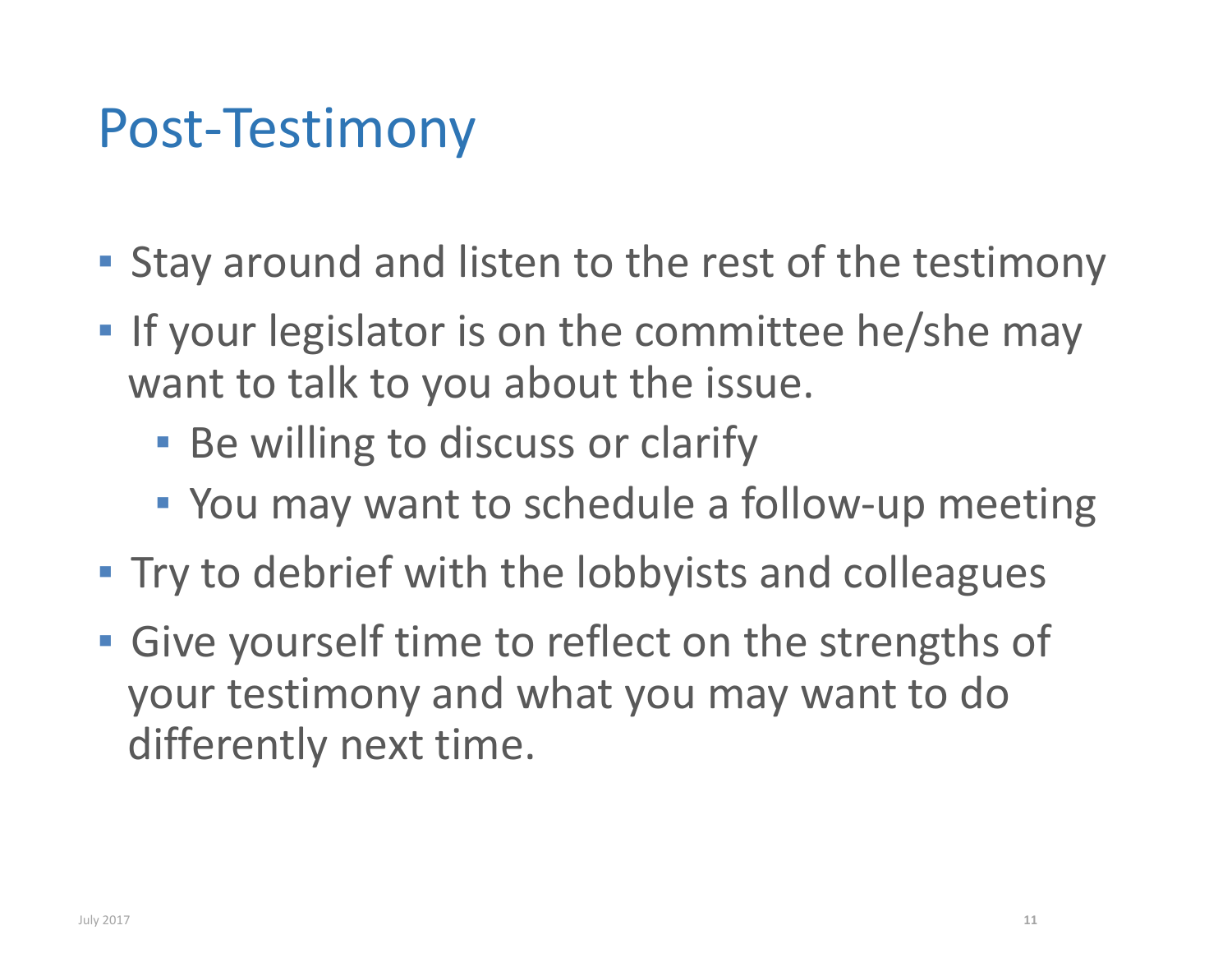# Post-Testimony

- Stay around and listen to the rest of the testimony
- If your legislator is on the committee he/she may want to talk to you about the issue.
  - Be willing to discuss or clarify
  - You may want to schedule a follow-up meeting
- Try to debrief with the lobbyists and colleagues
- Give yourself time to reflect on the strengths of your testimony and what you may want to do differently next time.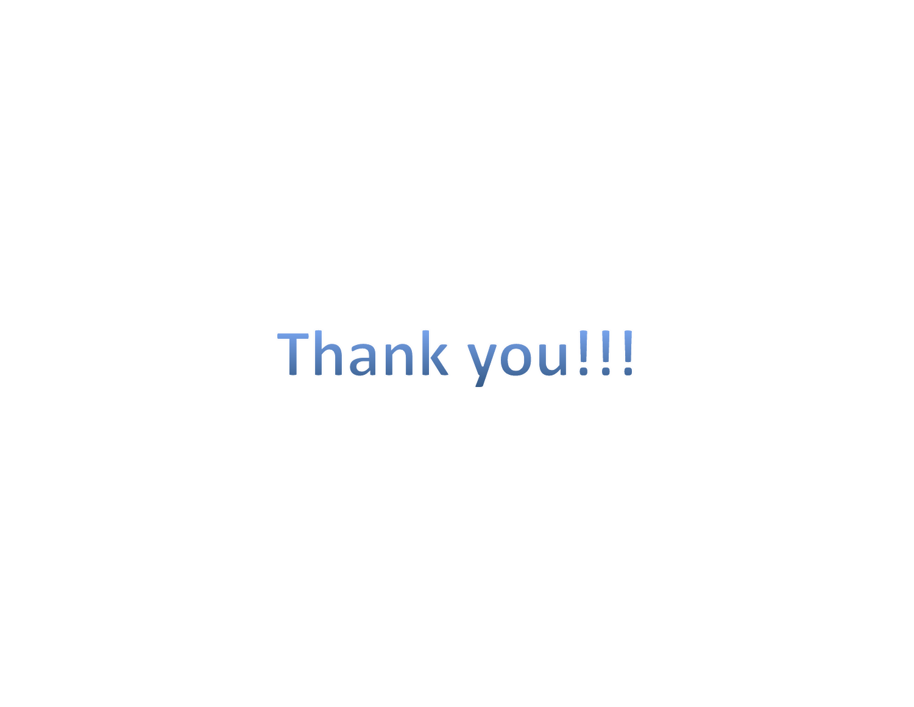# Thank you!!!